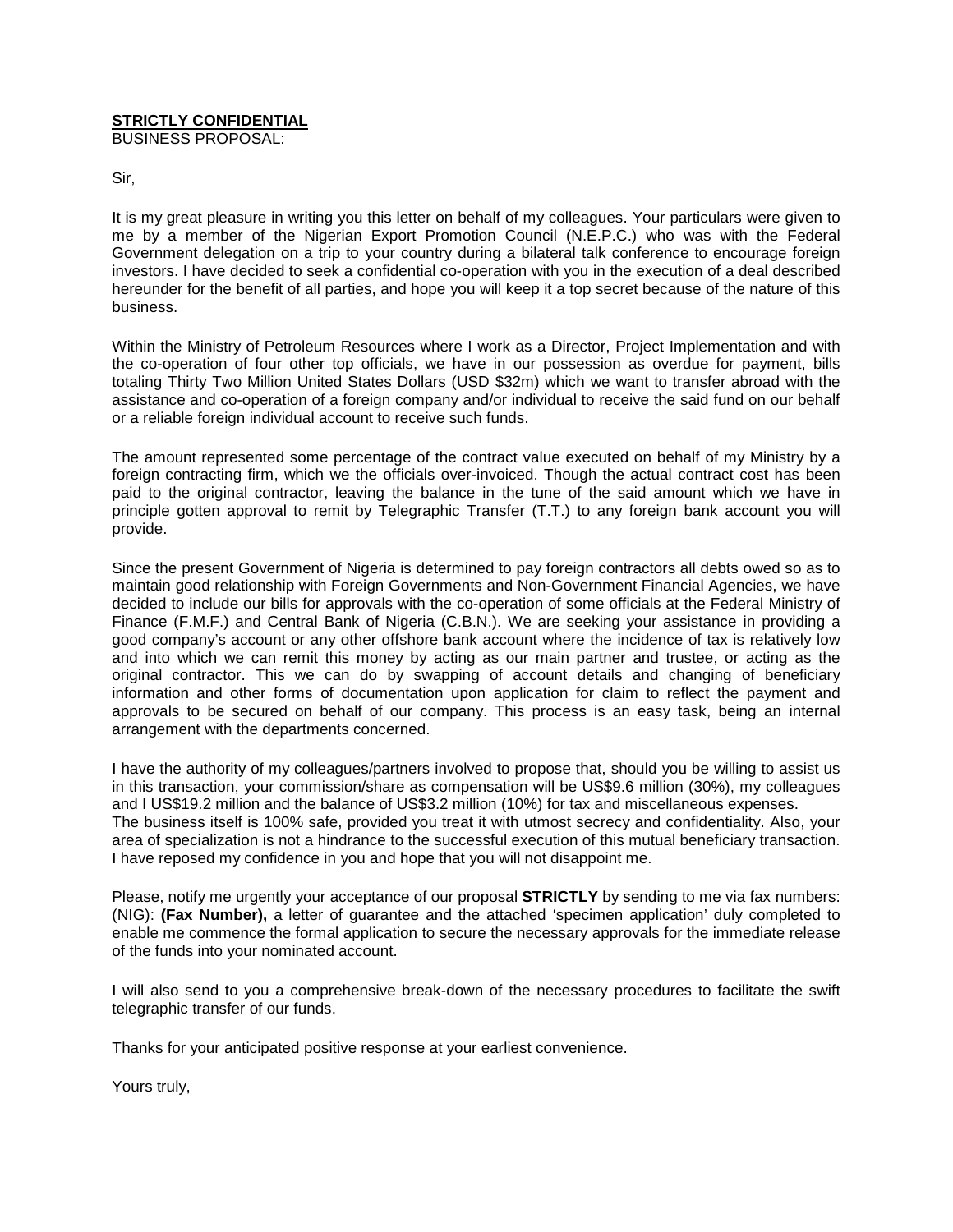**<u>STRICTLY CONFIDENTIAL</u>**
BUSINESS PROPOSAL:

Sir,

It is my great pleasure in writing you this letter on behalf of my colleagues. Your particulars were given to me by a member of the Nigerian Export Promotion Council (N.E.P.C.) who was with the Federal Government delegation on a trip to your country during a bilateral talk conference to encourage foreign investors. I have decided to seek a confidential co-operation with you in the execution of a deal described hereunder for the benefit of all parties, and hope you will keep it a top secret because of the nature of this business.

Within the Ministry of Petroleum Resources where I work as a Director, Project Implementation and with the co-operation of four other top officials, we have in our possession as overdue for payment, bills totaling Thirty Two Million United States Dollars (USD $32m) which we want to transfer abroad with the assistance and co-operation of a foreign company and/or individual to receive the said fund on our behalf or a reliable foreign individual account to receive such funds.

The amount represented some percentage of the contract value executed on behalf of my Ministry by a foreign contracting firm, which we the officials over-invoiced. Though the actual contract cost has been paid to the original contractor, leaving the balance in the tune of the said amount which we have in principle gotten approval to remit by Telegraphic Transfer (T.T.) to any foreign bank account you will provide.

Since the present Government of Nigeria is determined to pay foreign contractors all debts owed so as to maintain good relationship with Foreign Governments and Non-Government Financial Agencies, we have decided to include our bills for approvals with the co-operation of some officials at the Federal Ministry of Finance (F.M.F.) and Central Bank of Nigeria (C.B.N.). We are seeking your assistance in providing a good company's account or any other offshore bank account where the incidence of tax is relatively low and into which we can remit this money by acting as our main partner and trustee, or acting as the original contractor. This we can do by swapping of account details and changing of beneficiary information and other forms of documentation upon application for claim to reflect the payment and approvals to be secured on behalf of our company. This process is an easy task, being an internal arrangement with the departments concerned.

I have the authority of my colleagues/partners involved to propose that, should you be willing to assist us in this transaction, your commission/share as compensation will be US$9.6 million (30%), my colleagues and I US$19.2 million and the balance of US$3.2 million (10%) for tax and miscellaneous expenses.
The business itself is 100% safe, provided you treat it with utmost secrecy and confidentiality. Also, your area of specialization is not a hindrance to the successful execution of this mutual beneficiary transaction. I have reposed my confidence in you and hope that you will not disappoint me.

Please, notify me urgently your acceptance of our proposal **STRICTLY** by sending to me via fax numbers: (NIG): **(Fax Number),** a letter of guarantee and the attached 'specimen application' duly completed to enable me commence the formal application to secure the necessary approvals for the immediate release of the funds into your nominated account.

I will also send to you a comprehensive break-down of the necessary procedures to facilitate the swift telegraphic transfer of our funds.

Thanks for your anticipated positive response at your earliest convenience.

Yours truly,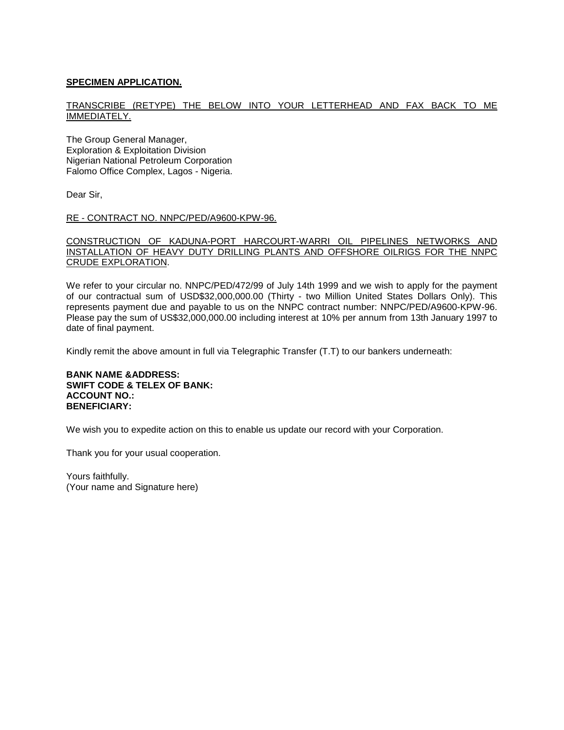**SPECIMEN APPLICATION.**

TRANSCRIBE (RETYPE) THE BELOW INTO YOUR LETTERHEAD AND FAX BACK TO ME IMMEDIATELY.

The Group General Manager,
Exploration & Exploitation Division
Nigerian National Petroleum Corporation
Falomo Office Complex, Lagos - Nigeria.

Dear Sir,

RE - CONTRACT NO. NNPC/PED/A9600-KPW-96.

CONSTRUCTION OF KADUNA-PORT HARCOURT-WARRI OIL PIPELINES NETWORKS AND INSTALLATION OF HEAVY DUTY DRILLING PLANTS AND OFFSHORE OILRIGS FOR THE NNPC CRUDE EXPLORATION.

We refer to your circular no. NNPC/PED/472/99 of July 14th 1999 and we wish to apply for the payment of our contractual sum of USD$32,000,000.00 (Thirty - two Million United States Dollars Only). This represents payment due and payable to us on the NNPC contract number: NNPC/PED/A9600-KPW-96. Please pay the sum of US$32,000,000.00 including interest at 10% per annum from 13th January 1997 to date of final payment.

Kindly remit the above amount in full via Telegraphic Transfer (T.T) to our bankers underneath:

**BANK NAME &ADDRESS:**
**SWIFT CODE & TELEX OF BANK:**
**ACCOUNT NO.:**
**BENEFICIARY:**

We wish you to expedite action on this to enable us update our record with your Corporation.

Thank you for your usual cooperation.

Yours faithfully.
(Your name and Signature here)